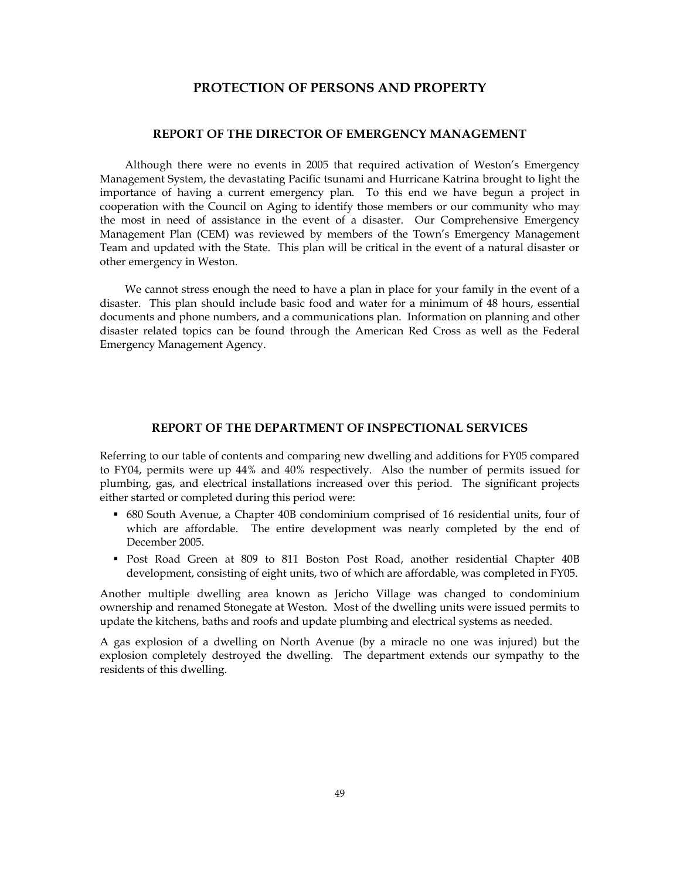# PROTECTION OF PERSONS AND PROPERTY

## REPORT OF THE DIRECTOR OF EMERGENCY MANAGEMENT

Although there were no events in 2005 that required activation of Weston's Emergency Management System, the devastating Pacific tsunami and Hurricane Katrina brought to light the importance of having a current emergency plan. To this end we have begun a project in cooperation with the Council on Aging to identify those members or our community who may the most in need of assistance in the event of a disaster. Our Comprehensive Emergency Management Plan (CEM) was reviewed by members of the Town's Emergency Management Team and updated with the State. This plan will be critical in the event of a natural disaster or other emergency in Weston.

We cannot stress enough the need to have a plan in place for your family in the event of a disaster. This plan should include basic food and water for a minimum of 48 hours, essential documents and phone numbers, and a communications plan. Information on planning and other disaster related topics can be found through the American Red Cross as well as the Federal Emergency Management Agency.

## REPORT OF THE DEPARTMENT OF INSPECTIONAL SERVICES

Referring to our table of contents and comparing new dwelling and additions for FY05 compared to FY04, permits were up 44% and 40% respectively. Also the number of permits issued for plumbing, gas, and electrical installations increased over this period. The significant projects either started or completed during this period were:

- 680 South Avenue, a Chapter 40B condominium comprised of 16 residential units, four of which are affordable. The entire development was nearly completed by the end of December 2005.
- Post Road Green at 809 to 811 Boston Post Road, another residential Chapter 40B development, consisting of eight units, two of which are affordable, was completed in FY05.

Another multiple dwelling area known as Jericho Village was changed to condominium ownership and renamed Stonegate at Weston. Most of the dwelling units were issued permits to update the kitchens, baths and roofs and update plumbing and electrical systems as needed.

A gas explosion of a dwelling on North Avenue (by a miracle no one was injured) but the explosion completely destroyed the dwelling. The department extends our sympathy to the residents of this dwelling.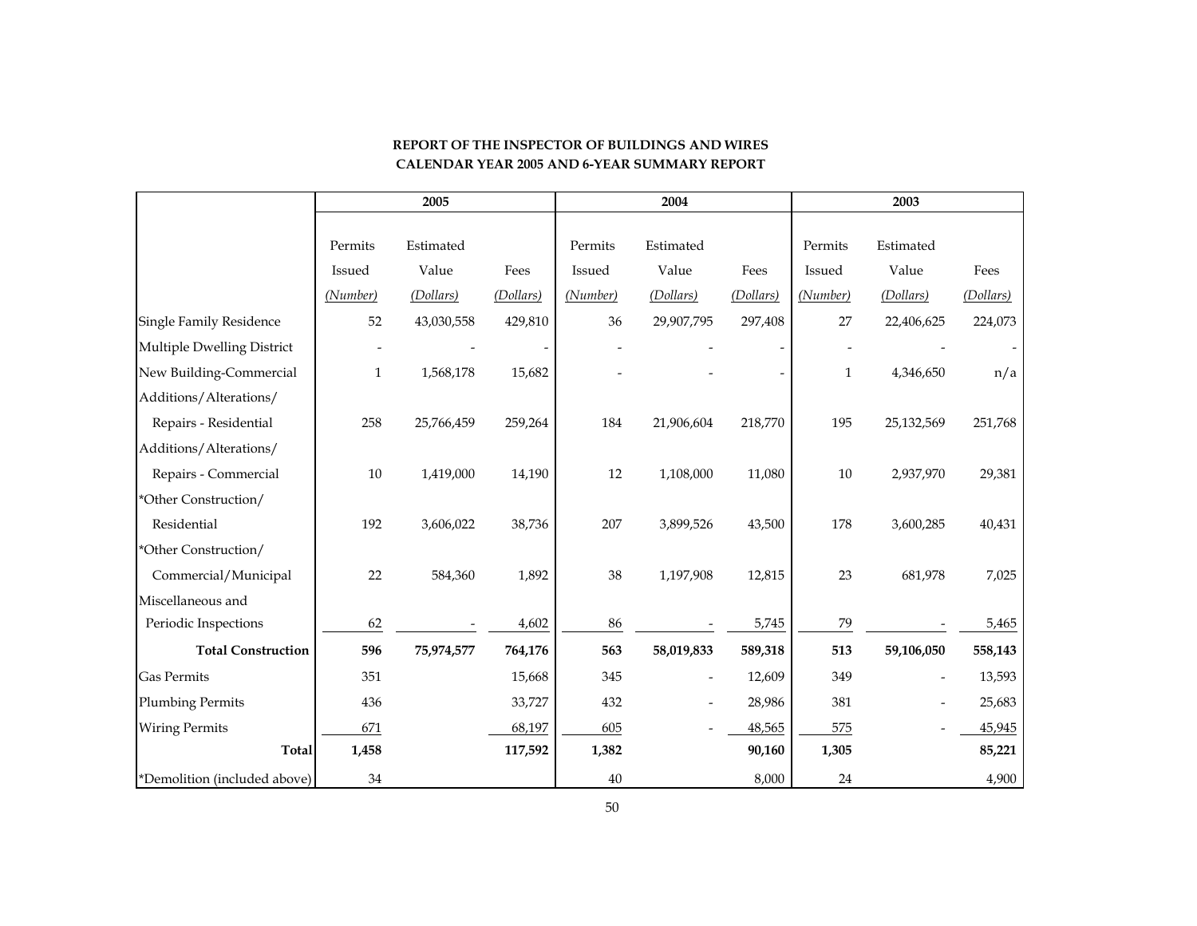**REPORT OF THE INSPECTOR OF BUILDINGS AND WIRES**
**CALENDAR YEAR 2005 AND 6-YEAR SUMMARY REPORT**

| | 2005 | | | 2004 | | | 2003 | | |
|---|---|---|---|---|---|---|---|---|---|
| | Permits Issued *(Number)* | Estimated Value *(Dollars)* | Fees *(Dollars)* | Permits Issued *(Number)* | Estimated Value *(Dollars)* | Fees *(Dollars)* | Permits Issued *(Number)* | Estimated Value *(Dollars)* | Fees *(Dollars)* |
| Single Family Residence | 52 | 43,030,558 | 429,810 | 36 | 29,907,795 | 297,408 | 27 | 22,406,625 | 224,073 |
| Multiple Dwelling District | - | - | - | - | - | - | - | - | - |
| New Building-Commercial | 1 | 1,568,178 | 15,682 | - | - | - | 1 | 4,346,650 | n/a |
| Additions/Alterations/ Repairs - Residential | 258 | 25,766,459 | 259,264 | 184 | 21,906,604 | 218,770 | 195 | 25,132,569 | 251,768 |
| Additions/Alterations/ Repairs - Commercial | 10 | 1,419,000 | 14,190 | 12 | 1,108,000 | 11,080 | 10 | 2,937,970 | 29,381 |
| *Other Construction/ Residential | 192 | 3,606,022 | 38,736 | 207 | 3,899,526 | 43,500 | 178 | 3,600,285 | 40,431 |
| *Other Construction/ Commercial/Municipal | 22 | 584,360 | 1,892 | 38 | 1,197,908 | 12,815 | 23 | 681,978 | 7,025 |
| Miscellaneous and Periodic Inspections | 62 | - | 4,602 | 86 | - | 5,745 | 79 | - | 5,465 |
| **Total Construction** | **596** | **75,974,577** | **764,176** | **563** | **58,019,833** | **589,318** | **513** | **59,106,050** | **558,143** |
| Gas Permits | 351 | | 15,668 | 345 | - | 12,609 | 349 | - | 13,593 |
| Plumbing Permits | 436 | | 33,727 | 432 | - | 28,986 | 381 | - | 25,683 |
| Wiring Permits | 671 | | 68,197 | 605 | - | 48,565 | 575 | - | 45,945 |
| **Total** | **1,458** | | **117,592** | **1,382** | | **90,160** | **1,305** | | **85,221** |
| *Demolition (included above) | 34 | | | 40 | | 8,000 | 24 | | 4,900 |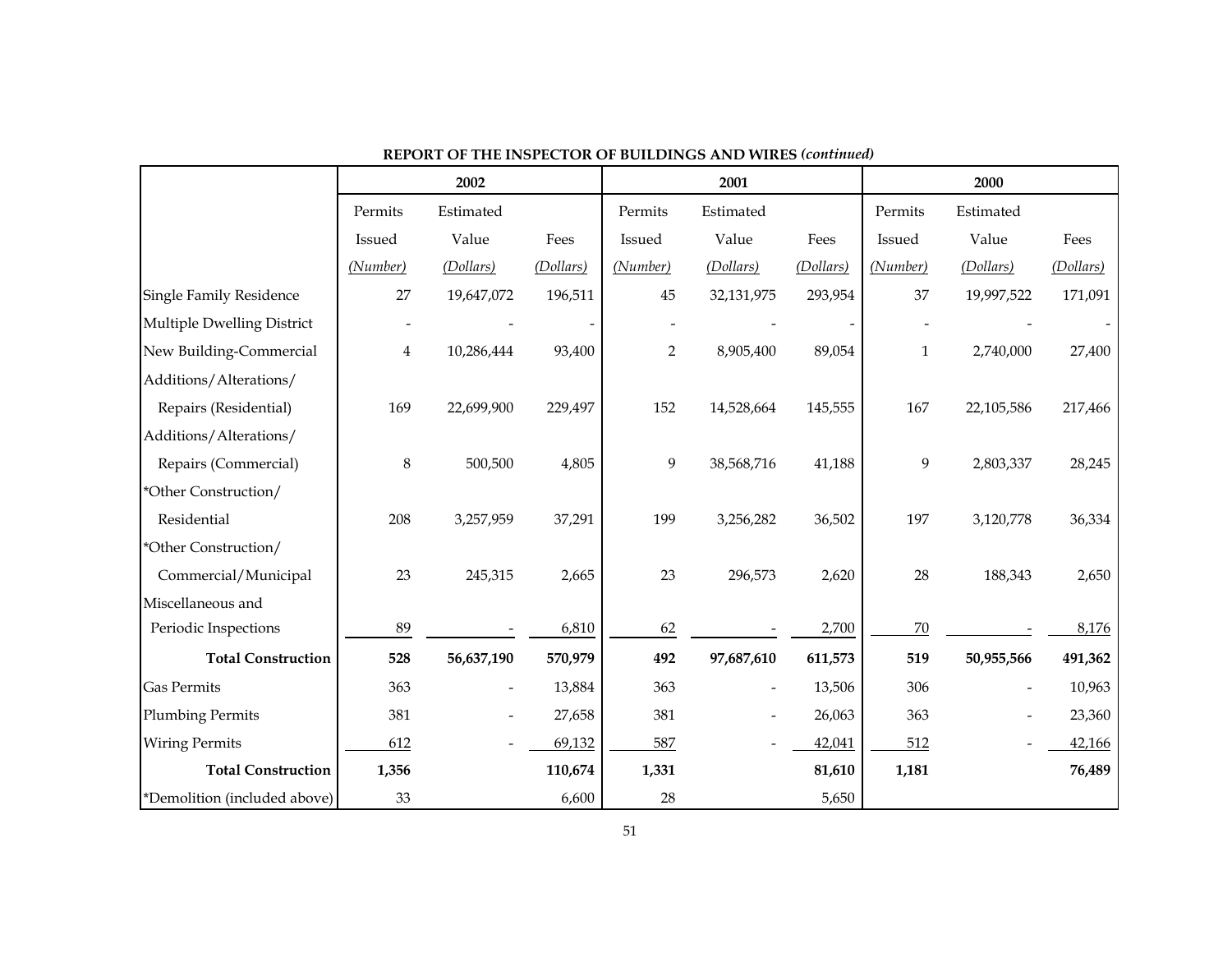**REPORT OF THE INSPECTOR OF BUILDINGS AND WIRES *(continued)***

| | 2002 | | | 2001 | | | 2000 | | |
|---|---|---|---|---|---|---|---|---|---|
| | Permits Issued *(Number)* | Estimated Value *(Dollars)* | Fees *(Dollars)* | Permits Issued *(Number)* | Estimated Value *(Dollars)* | Fees *(Dollars)* | Permits Issued *(Number)* | Estimated Value *(Dollars)* | Fees *(Dollars)* |
| Single Family Residence | 27 | 19,647,072 | 196,511 | 45 | 32,131,975 | 293,954 | 37 | 19,997,522 | 171,091 |
| Multiple Dwelling District | - | - | - | - | - | - | - | - | - |
| New Building-Commercial | 4 | 10,286,444 | 93,400 | 2 | 8,905,400 | 89,054 | 1 | 2,740,000 | 27,400 |
| Additions/Alterations/ Repairs (Residential) | 169 | 22,699,900 | 229,497 | 152 | 14,528,664 | 145,555 | 167 | 22,105,586 | 217,466 |
| Additions/Alterations/ Repairs (Commercial) | 8 | 500,500 | 4,805 | 9 | 38,568,716 | 41,188 | 9 | 2,803,337 | 28,245 |
| *Other Construction/ Residential | 208 | 3,257,959 | 37,291 | 199 | 3,256,282 | 36,502 | 197 | 3,120,778 | 36,334 |
| *Other Construction/ Commercial/Municipal | 23 | 245,315 | 2,665 | 23 | 296,573 | 2,620 | 28 | 188,343 | 2,650 |
| Miscellaneous and Periodic Inspections | 89 | - | 6,810 | 62 | - | 2,700 | 70 | - | 8,176 |
| **Total Construction** | **528** | **56,637,190** | **570,979** | **492** | **97,687,610** | **611,573** | **519** | **50,955,566** | **491,362** |
| Gas Permits | 363 | - | 13,884 | 363 | - | 13,506 | 306 | - | 10,963 |
| Plumbing Permits | 381 | - | 27,658 | 381 | - | 26,063 | 363 | - | 23,360 |
| Wiring Permits | 612 | - | 69,132 | 587 | - | 42,041 | 512 | - | 42,166 |
| **Total Construction** | **1,356** | | **110,674** | **1,331** | | **81,610** | **1,181** | | **76,489** |
| *Demolition (included above) | 33 | | 6,600 | 28 | | 5,650 | | | |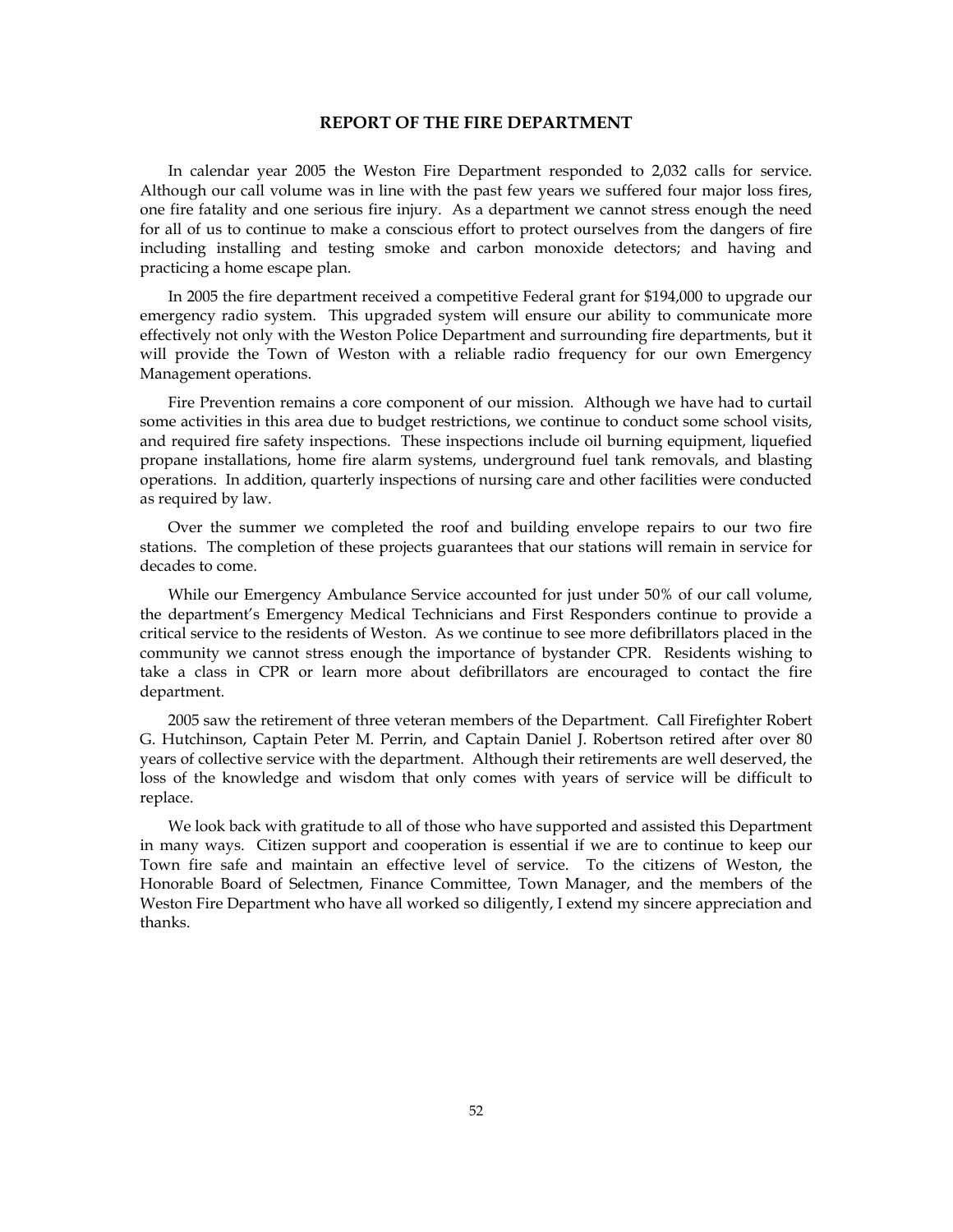## REPORT OF THE FIRE DEPARTMENT

In calendar year 2005 the Weston Fire Department responded to 2,032 calls for service. Although our call volume was in line with the past few years we suffered four major loss fires, one fire fatality and one serious fire injury. As a department we cannot stress enough the need for all of us to continue to make a conscious effort to protect ourselves from the dangers of fire including installing and testing smoke and carbon monoxide detectors; and having and practicing a home escape plan.

In 2005 the fire department received a competitive Federal grant for $194,000 to upgrade our emergency radio system. This upgraded system will ensure our ability to communicate more effectively not only with the Weston Police Department and surrounding fire departments, but it will provide the Town of Weston with a reliable radio frequency for our own Emergency Management operations.

Fire Prevention remains a core component of our mission. Although we have had to curtail some activities in this area due to budget restrictions, we continue to conduct some school visits, and required fire safety inspections. These inspections include oil burning equipment, liquefied propane installations, home fire alarm systems, underground fuel tank removals, and blasting operations. In addition, quarterly inspections of nursing care and other facilities were conducted as required by law.

Over the summer we completed the roof and building envelope repairs to our two fire stations. The completion of these projects guarantees that our stations will remain in service for decades to come.

While our Emergency Ambulance Service accounted for just under 50% of our call volume, the department's Emergency Medical Technicians and First Responders continue to provide a critical service to the residents of Weston. As we continue to see more defibrillators placed in the community we cannot stress enough the importance of bystander CPR. Residents wishing to take a class in CPR or learn more about defibrillators are encouraged to contact the fire department.

2005 saw the retirement of three veteran members of the Department. Call Firefighter Robert G. Hutchinson, Captain Peter M. Perrin, and Captain Daniel J. Robertson retired after over 80 years of collective service with the department. Although their retirements are well deserved, the loss of the knowledge and wisdom that only comes with years of service will be difficult to replace.

We look back with gratitude to all of those who have supported and assisted this Department in many ways. Citizen support and cooperation is essential if we are to continue to keep our Town fire safe and maintain an effective level of service. To the citizens of Weston, the Honorable Board of Selectmen, Finance Committee, Town Manager, and the members of the Weston Fire Department who have all worked so diligently, I extend my sincere appreciation and thanks.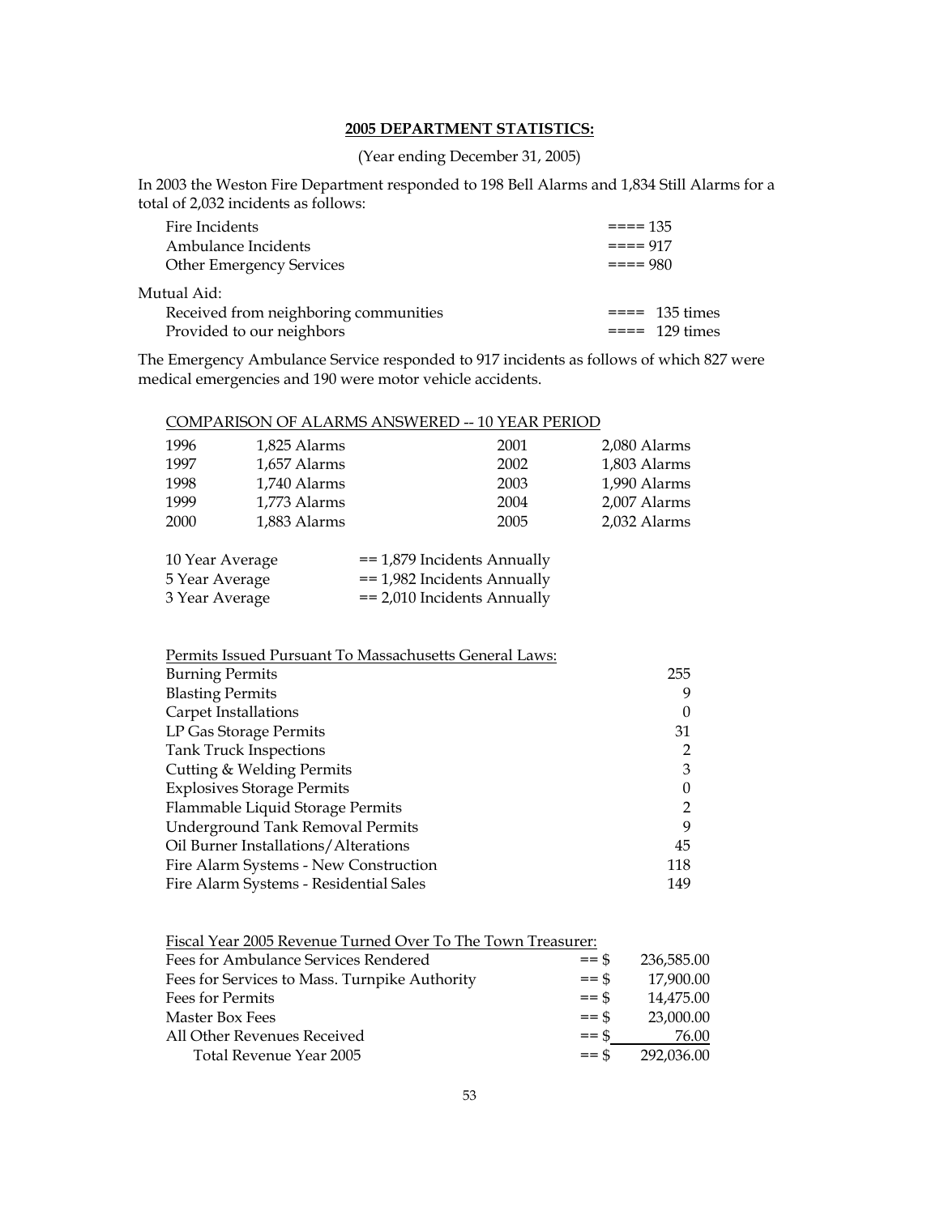## **2005 DEPARTMENT STATISTICS:**

(Year ending December 31, 2005)

In 2003 the Weston Fire Department responded to 198 Bell Alarms and 1,834 Still Alarms for a total of 2,032 incidents as follows:

| | |
|---|---|
| Fire Incidents | ==== 135 |
| Ambulance Incidents | ==== 917 |
| Other Emergency Services | ==== 980 |

Mutual Aid:

| | |
|---|---|
| Received from neighboring communities | ==== 135 times |
| Provided to our neighbors | ==== 129 times |

The Emergency Ambulance Service responded to 917 incidents as follows of which 827 were medical emergencies and 190 were motor vehicle accidents.

COMPARISON OF ALARMS ANSWERED -- 10 YEAR PERIOD

| | | | |
|---|---|---|---|
| 1996 | 1,825 Alarms | 2001 | 2,080 Alarms |
| 1997 | 1,657 Alarms | 2002 | 1,803 Alarms |
| 1998 | 1,740 Alarms | 2003 | 1,990 Alarms |
| 1999 | 1,773 Alarms | 2004 | 2,007 Alarms |
| 2000 | 1,883 Alarms | 2005 | 2,032 Alarms |

| | |
|---|---|
| 10 Year Average | == 1,879 Incidents Annually |
| 5 Year Average | == 1,982 Incidents Annually |
| 3 Year Average | == 2,010 Incidents Annually |

Permits Issued Pursuant To Massachusetts General Laws:

| | |
|---|---|
| Burning Permits | 255 |
| Blasting Permits | 9 |
| Carpet Installations | 0 |
| LP Gas Storage Permits | 31 |
| Tank Truck Inspections | 2 |
| Cutting & Welding Permits | 3 |
| Explosives Storage Permits | 0 |
| Flammable Liquid Storage Permits | 2 |
| Underground Tank Removal Permits | 9 |
| Oil Burner Installations/Alterations | 45 |
| Fire Alarm Systems - New Construction | 118 |
| Fire Alarm Systems - Residential Sales | 149 |

Fiscal Year 2005 Revenue Turned Over To The Town Treasurer:

| | |
|---|---|
| Fees for Ambulance Services Rendered | == $ 236,585.00 |
| Fees for Services to Mass. Turnpike Authority | == $ 17,900.00 |
| Fees for Permits | == $ 14,475.00 |
| Master Box Fees | == $ 23,000.00 |
| All Other Revenues Received | == $ 76.00 |
| Total Revenue Year 2005 | == $ 292,036.00 |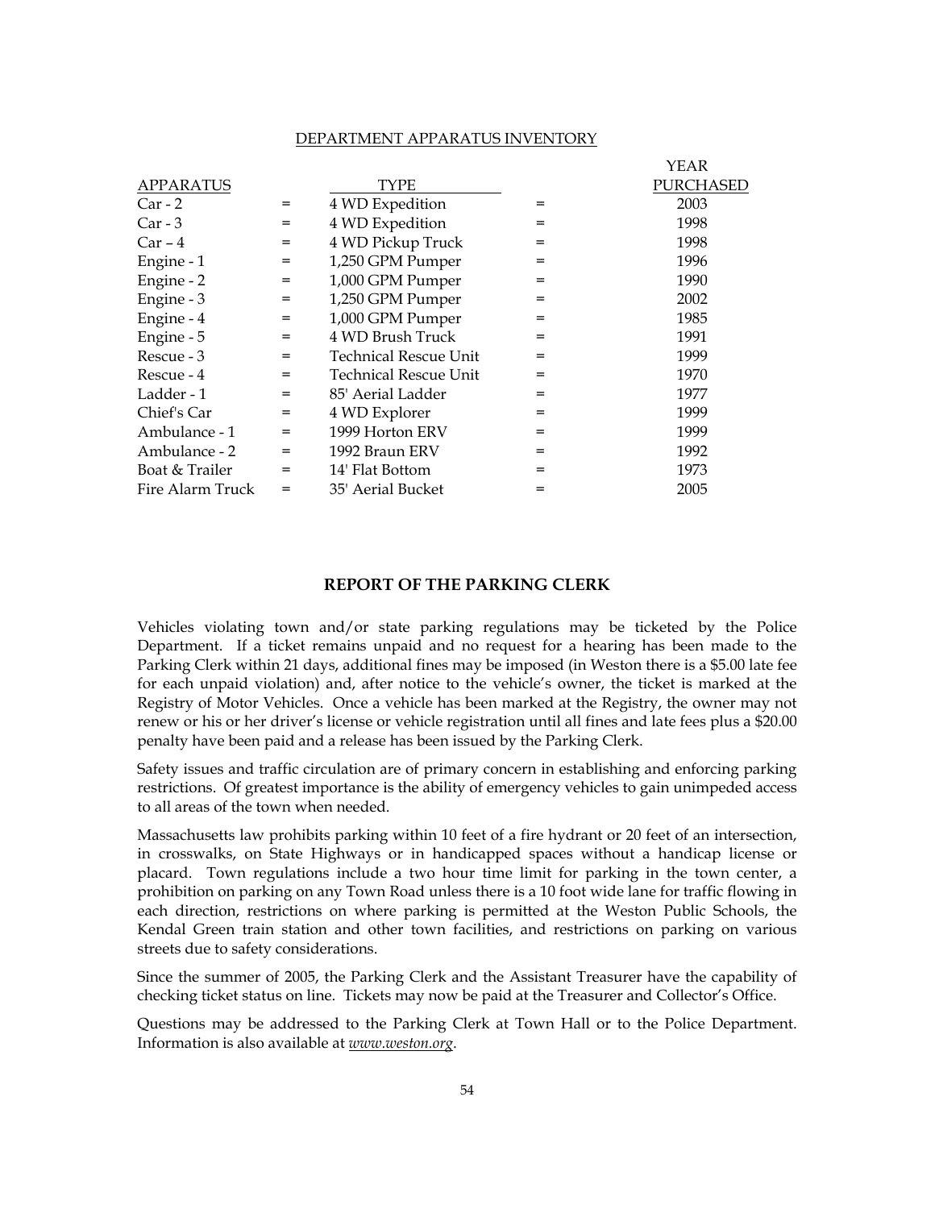DEPARTMENT APPARATUS INVENTORY

| APPARATUS | | TYPE | | YEAR PURCHASED |
|---|---|---|---|---|
| Car - 2 | = | 4 WD Expedition | = | 2003 |
| Car - 3 | = | 4 WD Expedition | = | 1998 |
| Car – 4 | = | 4 WD Pickup Truck | = | 1998 |
| Engine - 1 | = | 1,250 GPM Pumper | = | 1996 |
| Engine - 2 | = | 1,000 GPM Pumper | = | 1990 |
| Engine - 3 | = | 1,250 GPM Pumper | = | 2002 |
| Engine - 4 | = | 1,000 GPM Pumper | = | 1985 |
| Engine - 5 | = | 4 WD Brush Truck | = | 1991 |
| Rescue - 3 | = | Technical Rescue Unit | = | 1999 |
| Rescue - 4 | = | Technical Rescue Unit | = | 1970 |
| Ladder - 1 | = | 85' Aerial Ladder | = | 1977 |
| Chief's Car | = | 4 WD Explorer | = | 1999 |
| Ambulance - 1 | = | 1999 Horton ERV | = | 1999 |
| Ambulance - 2 | = | 1992 Braun ERV | = | 1992 |
| Boat & Trailer | = | 14' Flat Bottom | = | 1973 |
| Fire Alarm Truck | = | 35' Aerial Bucket | = | 2005 |

## REPORT OF THE PARKING CLERK

Vehicles violating town and/or state parking regulations may be ticketed by the Police Department. If a ticket remains unpaid and no request for a hearing has been made to the Parking Clerk within 21 days, additional fines may be imposed (in Weston there is a $5.00 late fee for each unpaid violation) and, after notice to the vehicle's owner, the ticket is marked at the Registry of Motor Vehicles. Once a vehicle has been marked at the Registry, the owner may not renew or his or her driver's license or vehicle registration until all fines and late fees plus a $20.00 penalty have been paid and a release has been issued by the Parking Clerk.

Safety issues and traffic circulation are of primary concern in establishing and enforcing parking restrictions. Of greatest importance is the ability of emergency vehicles to gain unimpeded access to all areas of the town when needed.

Massachusetts law prohibits parking within 10 feet of a fire hydrant or 20 feet of an intersection, in crosswalks, on State Highways or in handicapped spaces without a handicap license or placard. Town regulations include a two hour time limit for parking in the town center, a prohibition on parking on any Town Road unless there is a 10 foot wide lane for traffic flowing in each direction, restrictions on where parking is permitted at the Weston Public Schools, the Kendal Green train station and other town facilities, and restrictions on parking on various streets due to safety considerations.

Since the summer of 2005, the Parking Clerk and the Assistant Treasurer have the capability of checking ticket status on line. Tickets may now be paid at the Treasurer and Collector's Office.

Questions may be addressed to the Parking Clerk at Town Hall or to the Police Department. Information is also available at *www.weston.org*.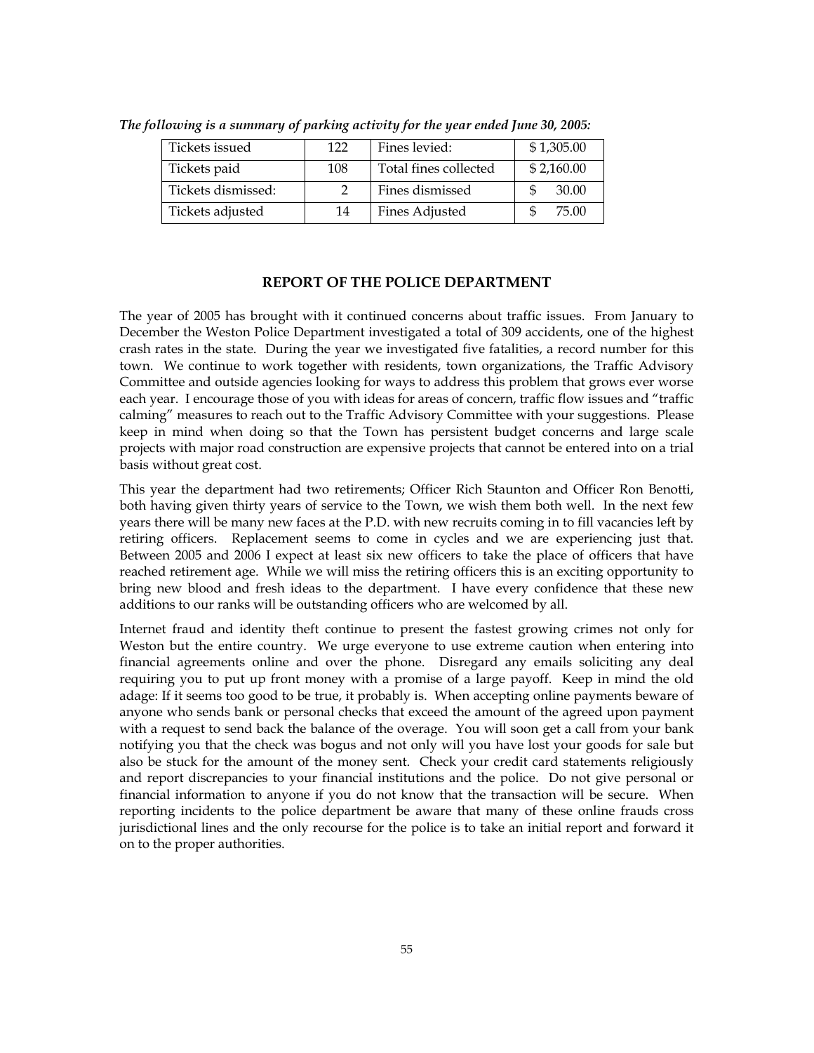***The following is a summary of parking activity for the year ended June 30, 2005:***

| | | | |
|---|---|---|---|
| Tickets issued | 122 | Fines levied: | $ 1,305.00 |
| Tickets paid | 108 | Total fines collected | $ 2,160.00 |
| Tickets dismissed: | 2 | Fines dismissed | $ 30.00 |
| Tickets adjusted | 14 | Fines Adjusted | $ 75.00 |

## REPORT OF THE POLICE DEPARTMENT

The year of 2005 has brought with it continued concerns about traffic issues. From January to December the Weston Police Department investigated a total of 309 accidents, one of the highest crash rates in the state. During the year we investigated five fatalities, a record number for this town. We continue to work together with residents, town organizations, the Traffic Advisory Committee and outside agencies looking for ways to address this problem that grows ever worse each year. I encourage those of you with ideas for areas of concern, traffic flow issues and "traffic calming" measures to reach out to the Traffic Advisory Committee with your suggestions. Please keep in mind when doing so that the Town has persistent budget concerns and large scale projects with major road construction are expensive projects that cannot be entered into on a trial basis without great cost.

This year the department had two retirements; Officer Rich Staunton and Officer Ron Benotti, both having given thirty years of service to the Town, we wish them both well. In the next few years there will be many new faces at the P.D. with new recruits coming in to fill vacancies left by retiring officers. Replacement seems to come in cycles and we are experiencing just that. Between 2005 and 2006 I expect at least six new officers to take the place of officers that have reached retirement age. While we will miss the retiring officers this is an exciting opportunity to bring new blood and fresh ideas to the department. I have every confidence that these new additions to our ranks will be outstanding officers who are welcomed by all.

Internet fraud and identity theft continue to present the fastest growing crimes not only for Weston but the entire country. We urge everyone to use extreme caution when entering into financial agreements online and over the phone. Disregard any emails soliciting any deal requiring you to put up front money with a promise of a large payoff. Keep in mind the old adage: If it seems too good to be true, it probably is. When accepting online payments beware of anyone who sends bank or personal checks that exceed the amount of the agreed upon payment with a request to send back the balance of the overage. You will soon get a call from your bank notifying you that the check was bogus and not only will you have lost your goods for sale but also be stuck for the amount of the money sent. Check your credit card statements religiously and report discrepancies to your financial institutions and the police. Do not give personal or financial information to anyone if you do not know that the transaction will be secure. When reporting incidents to the police department be aware that many of these online frauds cross jurisdictional lines and the only recourse for the police is to take an initial report and forward it on to the proper authorities.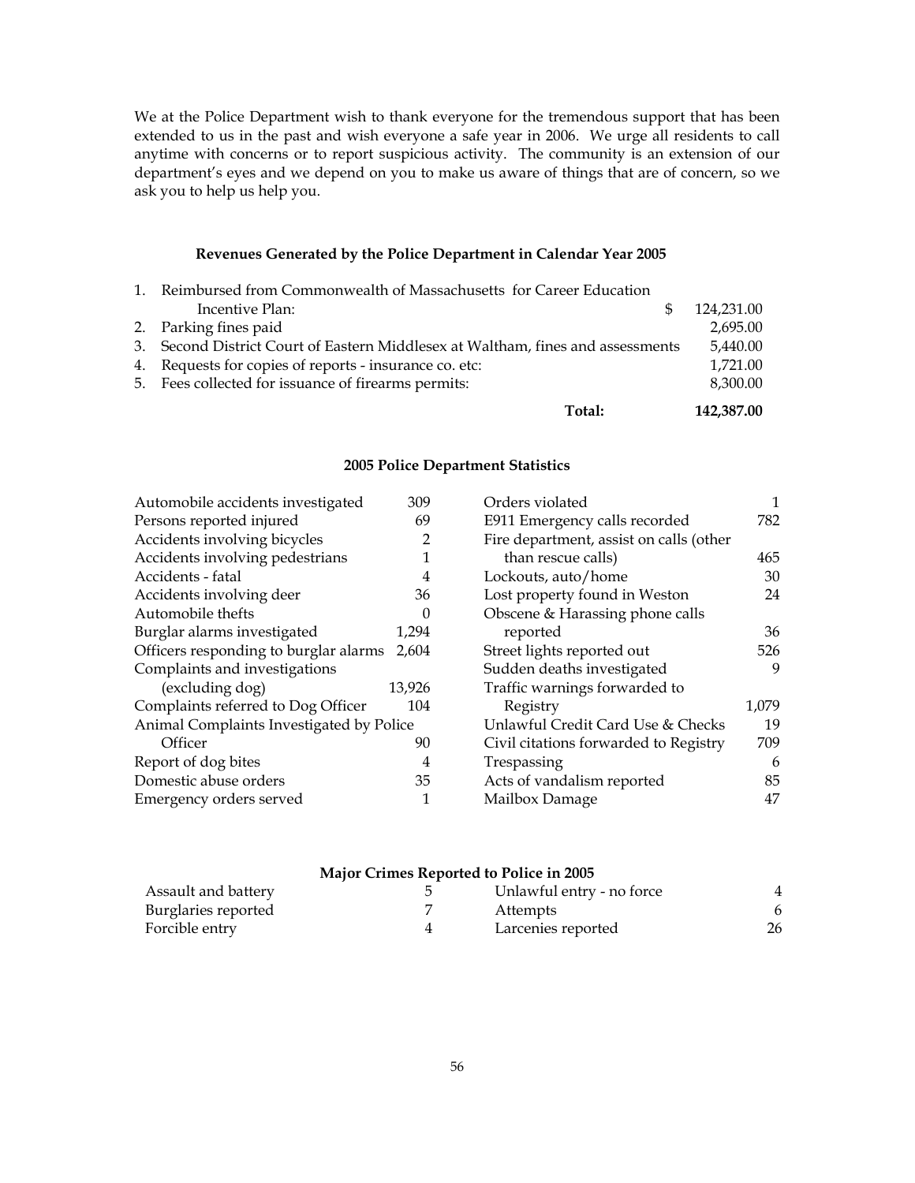We at the Police Department wish to thank everyone for the tremendous support that has been extended to us in the past and wish everyone a safe year in 2006. We urge all residents to call anytime with concerns or to report suspicious activity. The community is an extension of our department's eyes and we depend on you to make us aware of things that are of concern, so we ask you to help us help you.

### Revenues Generated by the Police Department in Calendar Year 2005

| | | |
|---|---|---|
| 1. | Reimbursed from Commonwealth of Massachusetts for Career Education Incentive Plan: | $ 124,231.00 |
| 2. | Parking fines paid | 2,695.00 |
| 3. | Second District Court of Eastern Middlesex at Waltham, fines and assessments | 5,440.00 |
| 4. | Requests for copies of reports - insurance co. etc: | 1,721.00 |
| 5. | Fees collected for issuance of firearms permits: | 8,300.00 |
| | **Total:** | **142,387.00** |

### 2005 Police Department Statistics

| | |
|---|---|
| Automobile accidents investigated | 309 |
| Persons reported injured | 69 |
| Accidents involving bicycles | 2 |
| Accidents involving pedestrians | 1 |
| Accidents - fatal | 4 |
| Accidents involving deer | 36 |
| Automobile thefts | 0 |
| Burglar alarms investigated | 1,294 |
| Officers responding to burglar alarms | 2,604 |
| Complaints and investigations (excluding dog) | 13,926 |
| Complaints referred to Dog Officer | 104 |
| Animal Complaints Investigated by Police Officer | 90 |
| Report of dog bites | 4 |
| Domestic abuse orders | 35 |
| Emergency orders served | 1 |
| Orders violated | 1 |
| E911 Emergency calls recorded | 782 |
| Fire department, assist on calls (other than rescue calls) | 465 |
| Lockouts, auto/home | 30 |
| Lost property found in Weston | 24 |
| Obscene & Harassing phone calls reported | 36 |
| Street lights reported out | 526 |
| Sudden deaths investigated | 9 |
| Traffic warnings forwarded to Registry | 1,079 |
| Unlawful Credit Card Use & Checks | 19 |
| Civil citations forwarded to Registry | 709 |
| Trespassing | 6 |
| Acts of vandalism reported | 85 |
| Mailbox Damage | 47 |

### Major Crimes Reported to Police in 2005

| | |
|---|---|
| Assault and battery | 5 |
| Burglaries reported | 7 |
| Forcible entry | 4 |
| Unlawful entry - no force | 4 |
| Attempts | 6 |
| Larcenies reported | 26 |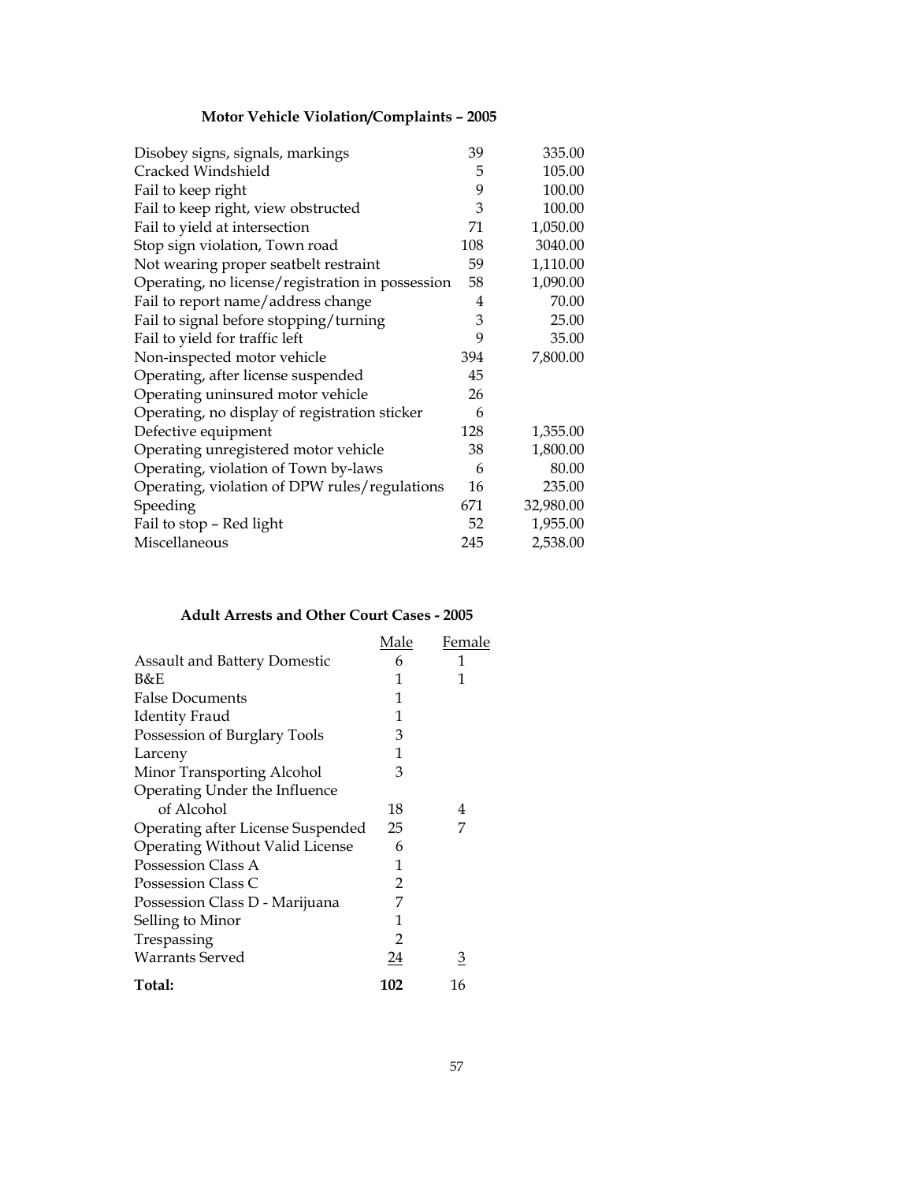### Motor Vehicle Violation/Complaints – 2005

| | | |
|---|---|---|
| Disobey signs, signals, markings | 39 | 335.00 |
| Cracked Windshield | 5 | 105.00 |
| Fail to keep right | 9 | 100.00 |
| Fail to keep right, view obstructed | 3 | 100.00 |
| Fail to yield at intersection | 71 | 1,050.00 |
| Stop sign violation, Town road | 108 | 3040.00 |
| Not wearing proper seatbelt restraint | 59 | 1,110.00 |
| Operating, no license/registration in possession | 58 | 1,090.00 |
| Fail to report name/address change | 4 | 70.00 |
| Fail to signal before stopping/turning | 3 | 25.00 |
| Fail to yield for traffic left | 9 | 35.00 |
| Non-inspected motor vehicle | 394 | 7,800.00 |
| Operating, after license suspended | 45 | |
| Operating uninsured motor vehicle | 26 | |
| Operating, no display of registration sticker | 6 | |
| Defective equipment | 128 | 1,355.00 |
| Operating unregistered motor vehicle | 38 | 1,800.00 |
| Operating, violation of Town by-laws | 6 | 80.00 |
| Operating, violation of DPW rules/regulations | 16 | 235.00 |
| Speeding | 671 | 32,980.00 |
| Fail to stop – Red light | 52 | 1,955.00 |
| Miscellaneous | 245 | 2,538.00 |

### Adult Arrests and Other Court Cases - 2005

| | Male | Female |
|---|---|---|
| Assault and Battery Domestic | 6 | 1 |
| B&E | 1 | 1 |
| False Documents | 1 | |
| Identity Fraud | 1 | |
| Possession of Burglary Tools | 3 | |
| Larceny | 1 | |
| Minor Transporting Alcohol | 3 | |
| Operating Under the Influence of Alcohol | 18 | 4 |
| Operating after License Suspended | 25 | 7 |
| Operating Without Valid License | 6 | |
| Possession Class A | 1 | |
| Possession Class C | 2 | |
| Possession Class D - Marijuana | 7 | |
| Selling to Minor | 1 | |
| Trespassing | 2 | |
| Warrants Served | 24 | 3 |
| **Total:** | **102** | 16 |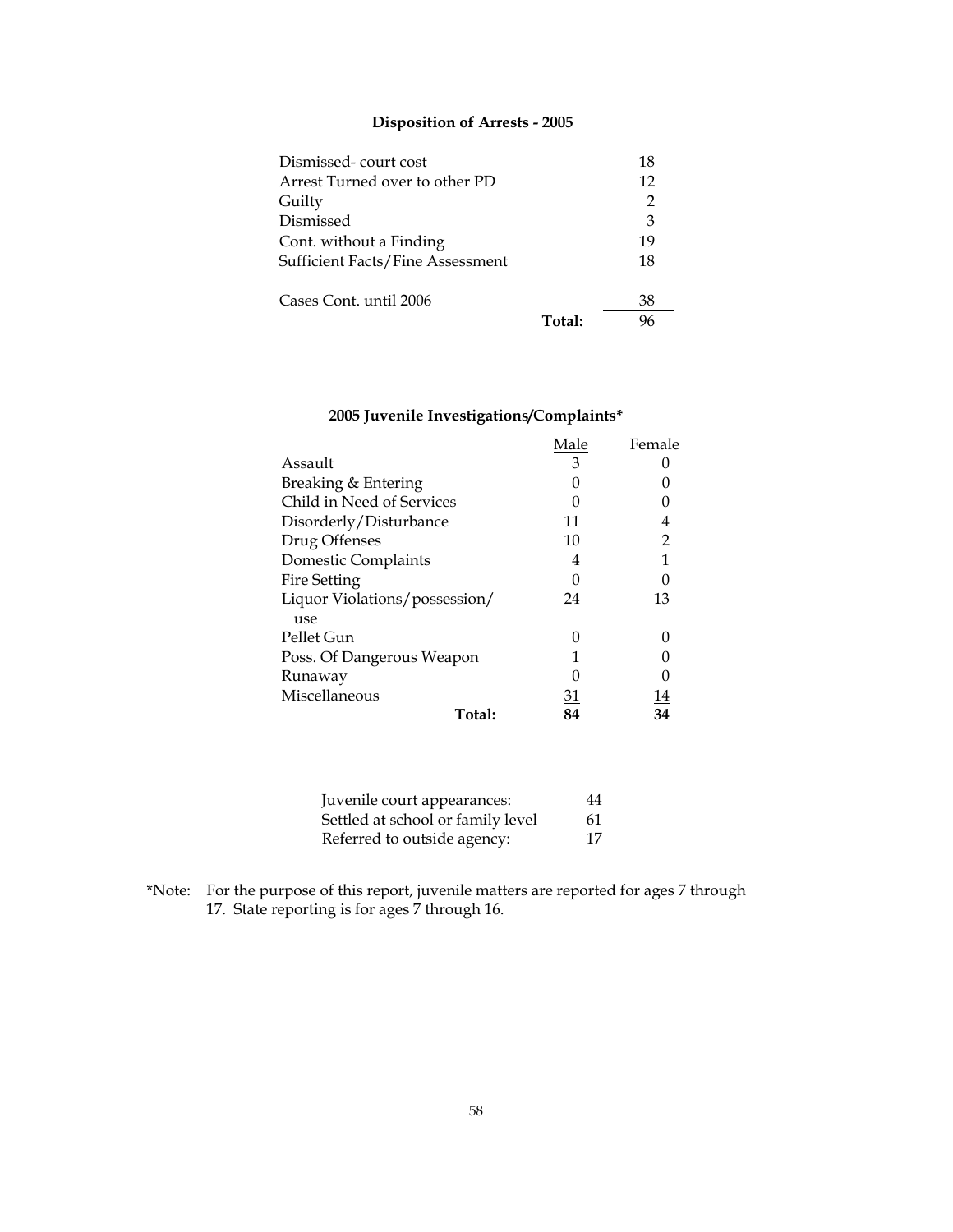## Disposition of Arrests - 2005

| | |
|---|---|
| Dismissed- court cost | 18 |
| Arrest Turned over to other PD | 12 |
| Guilty | 2 |
| Dismissed | 3 |
| Cont. without a Finding | 19 |
| Sufficient Facts/Fine Assessment | 18 |
| Cases Cont. until 2006 | 38 |
| **Total:** | 96 |

## 2005 Juvenile Investigations/Complaints*

| | Male | Female |
|---|---|---|
| Assault | 3 | 0 |
| Breaking & Entering | 0 | 0 |
| Child in Need of Services | 0 | 0 |
| Disorderly/Disturbance | 11 | 4 |
| Drug Offenses | 10 | 2 |
| Domestic Complaints | 4 | 1 |
| Fire Setting | 0 | 0 |
| Liquor Violations/possession/use | 24 | 13 |
| Pellet Gun | 0 | 0 |
| Poss. Of Dangerous Weapon | 1 | 0 |
| Runaway | 0 | 0 |
| Miscellaneous | 31 | 14 |
| **Total:** | **84** | **34** |

| | |
|---|---|
| Juvenile court appearances: | 44 |
| Settled at school or family level | 61 |
| Referred to outside agency: | 17 |

*Note: For the purpose of this report, juvenile matters are reported for ages 7 through 17. State reporting is for ages 7 through 16.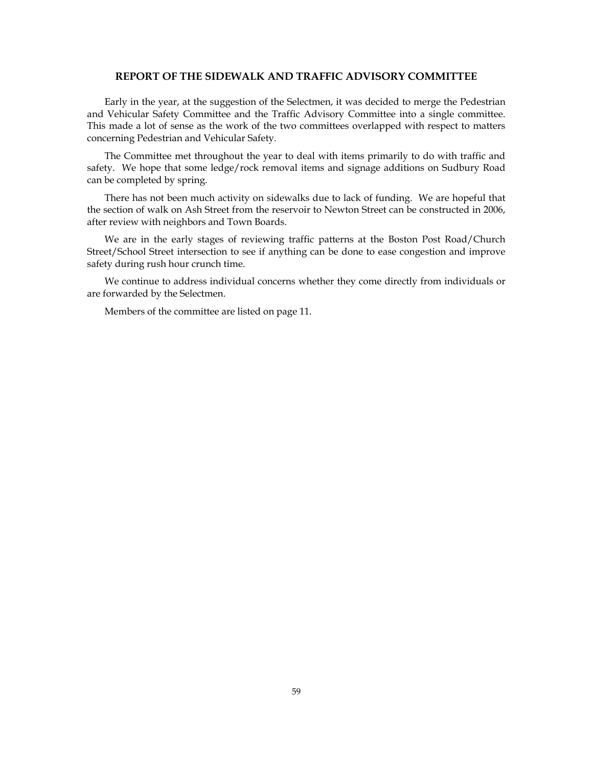## REPORT OF THE SIDEWALK AND TRAFFIC ADVISORY COMMITTEE

Early in the year, at the suggestion of the Selectmen, it was decided to merge the Pedestrian and Vehicular Safety Committee and the Traffic Advisory Committee into a single committee. This made a lot of sense as the work of the two committees overlapped with respect to matters concerning Pedestrian and Vehicular Safety.

The Committee met throughout the year to deal with items primarily to do with traffic and safety. We hope that some ledge/rock removal items and signage additions on Sudbury Road can be completed by spring.

There has not been much activity on sidewalks due to lack of funding. We are hopeful that the section of walk on Ash Street from the reservoir to Newton Street can be constructed in 2006, after review with neighbors and Town Boards.

We are in the early stages of reviewing traffic patterns at the Boston Post Road/Church Street/School Street intersection to see if anything can be done to ease congestion and improve safety during rush hour crunch time.

We continue to address individual concerns whether they come directly from individuals or are forwarded by the Selectmen.

Members of the committee are listed on page 11.